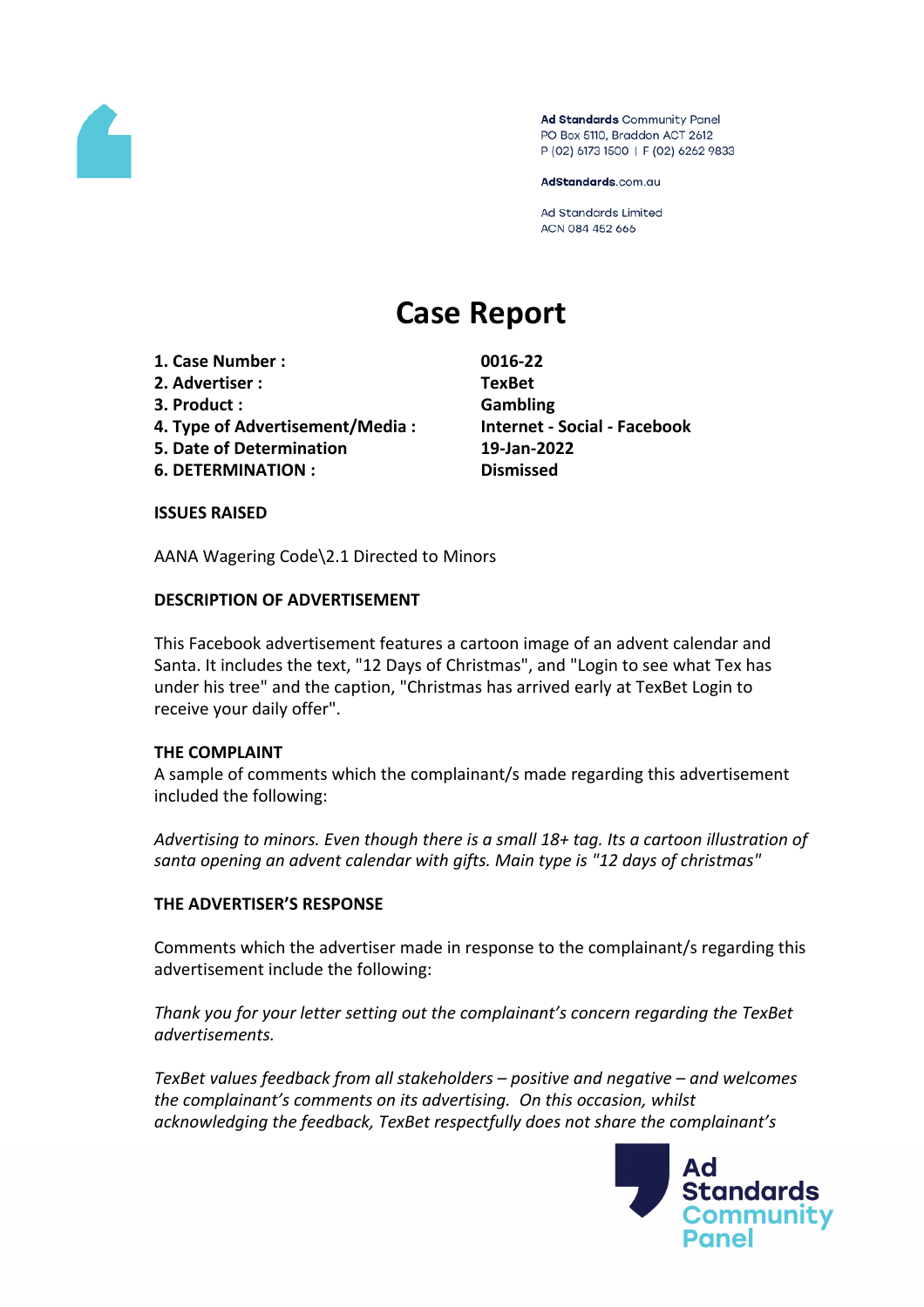Ad Standards Community Panel
PO Box 5110, Braddon ACT 2612
P (02) 6173 1500 | F (02) 6262 9833

AdStandards.com.au

Ad Standards Limited
ACN 084 452 666

# Case Report

| | |
|---|---|
| **1. Case Number :** | **0016-22** |
| **2. Advertiser :** | **TexBet** |
| **3. Product :** | **Gambling** |
| **4. Type of Advertisement/Media :** | **Internet - Social - Facebook** |
| **5. Date of Determination** | **19-Jan-2022** |
| **6. DETERMINATION :** | **Dismissed** |

### ISSUES RAISED

AANA Wagering Code\2.1 Directed to Minors

### DESCRIPTION OF ADVERTISEMENT

This Facebook advertisement features a cartoon image of an advent calendar and Santa. It includes the text, "12 Days of Christmas", and "Login to see what Tex has under his tree" and the caption, "Christmas has arrived early at TexBet Login to receive your daily offer".

### THE COMPLAINT

A sample of comments which the complainant/s made regarding this advertisement included the following:

*Advertising to minors. Even though there is a small 18+ tag. Its a cartoon illustration of santa opening an advent calendar with gifts. Main type is "12 days of christmas"*

### THE ADVERTISER'S RESPONSE

Comments which the advertiser made in response to the complainant/s regarding this advertisement include the following:

*Thank you for your letter setting out the complainant's concern regarding the TexBet advertisements.*

*TexBet values feedback from all stakeholders – positive and negative – and welcomes the complainant's comments on its advertising. On this occasion, whilst acknowledging the feedback, TexBet respectfully does not share the complainant's*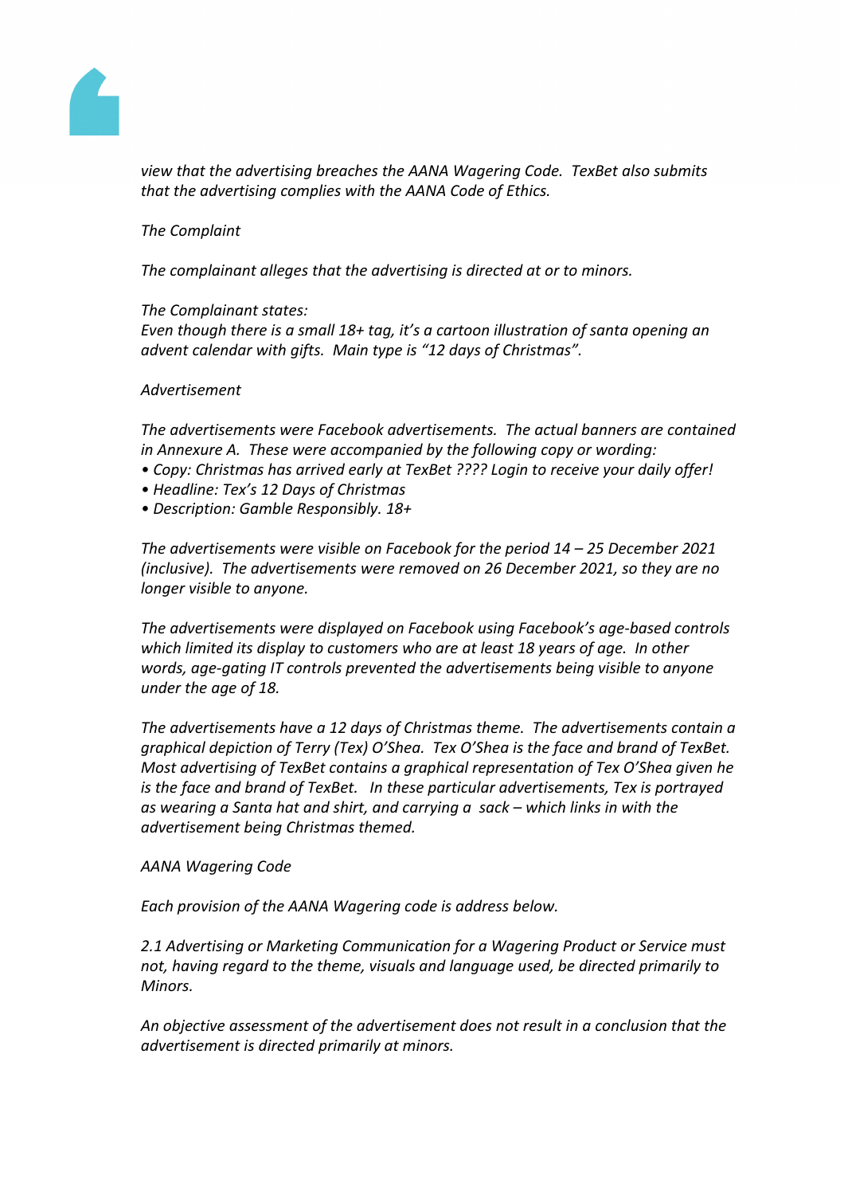*view that the advertising breaches the AANA Wagering Code. TexBet also submits that the advertising complies with the AANA Code of Ethics.*

*The Complaint*

*The complainant alleges that the advertising is directed at or to minors.*

*The Complainant states:*
*Even though there is a small 18+ tag, it's a cartoon illustration of santa opening an advent calendar with gifts. Main type is "12 days of Christmas".*

*Advertisement*

*The advertisements were Facebook advertisements. The actual banners are contained in Annexure A. These were accompanied by the following copy or wording:*

- *Copy: Christmas has arrived early at TexBet ???? Login to receive your daily offer!*
- *Headline: Tex's 12 Days of Christmas*
- *Description: Gamble Responsibly. 18+*

*The advertisements were visible on Facebook for the period 14 – 25 December 2021 (inclusive). The advertisements were removed on 26 December 2021, so they are no longer visible to anyone.*

*The advertisements were displayed on Facebook using Facebook's age-based controls which limited its display to customers who are at least 18 years of age. In other words, age-gating IT controls prevented the advertisements being visible to anyone under the age of 18.*

*The advertisements have a 12 days of Christmas theme. The advertisements contain a graphical depiction of Terry (Tex) O'Shea. Tex O'Shea is the face and brand of TexBet. Most advertising of TexBet contains a graphical representation of Tex O'Shea given he is the face and brand of TexBet. In these particular advertisements, Tex is portrayed as wearing a Santa hat and shirt, and carrying a sack – which links in with the advertisement being Christmas themed.*

*AANA Wagering Code*

*Each provision of the AANA Wagering code is address below.*

*2.1 Advertising or Marketing Communication for a Wagering Product or Service must not, having regard to the theme, visuals and language used, be directed primarily to Minors.*

*An objective assessment of the advertisement does not result in a conclusion that the advertisement is directed primarily at minors.*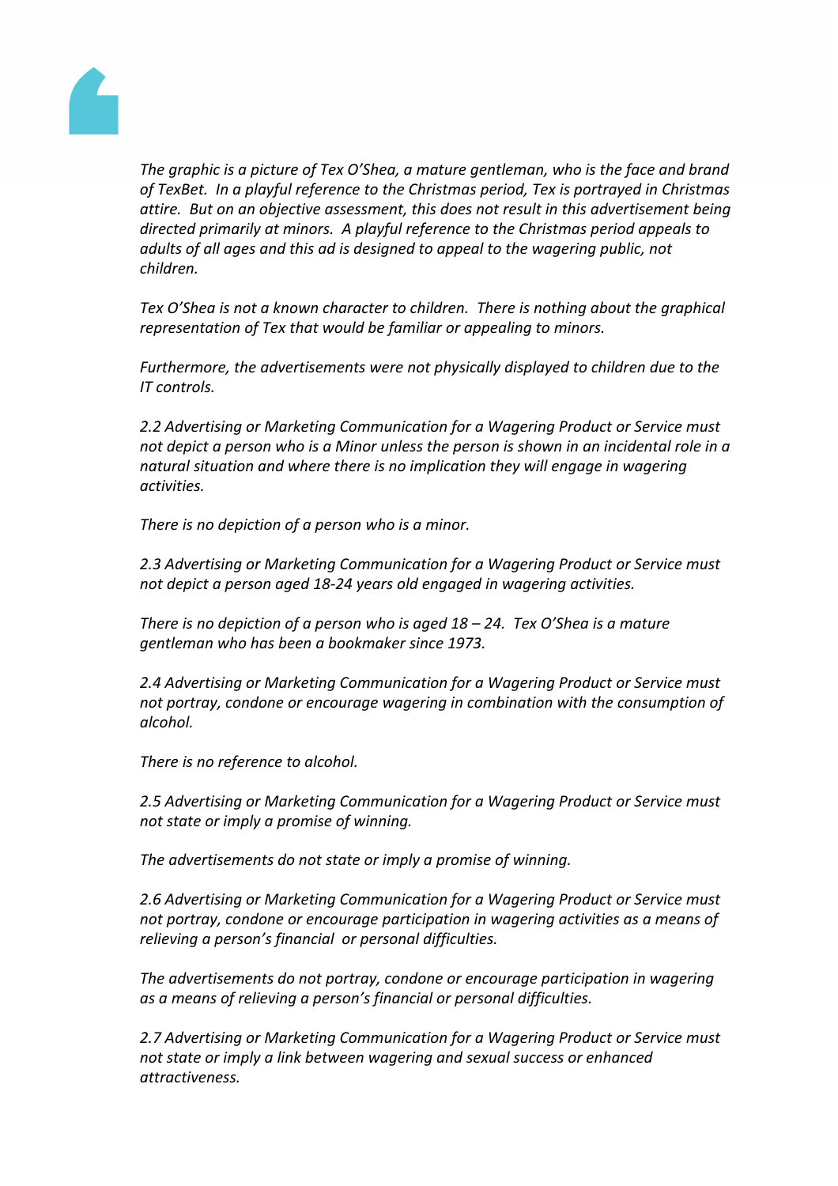*The graphic is a picture of Tex O'Shea, a mature gentleman, who is the face and brand of TexBet. In a playful reference to the Christmas period, Tex is portrayed in Christmas attire. But on an objective assessment, this does not result in this advertisement being directed primarily at minors. A playful reference to the Christmas period appeals to adults of all ages and this ad is designed to appeal to the wagering public, not children.*

*Tex O'Shea is not a known character to children. There is nothing about the graphical representation of Tex that would be familiar or appealing to minors.*

*Furthermore, the advertisements were not physically displayed to children due to the IT controls.*

*2.2 Advertising or Marketing Communication for a Wagering Product or Service must not depict a person who is a Minor unless the person is shown in an incidental role in a natural situation and where there is no implication they will engage in wagering activities.*

*There is no depiction of a person who is a minor.*

*2.3 Advertising or Marketing Communication for a Wagering Product or Service must not depict a person aged 18-24 years old engaged in wagering activities.*

*There is no depiction of a person who is aged 18 – 24. Tex O'Shea is a mature gentleman who has been a bookmaker since 1973.*

*2.4 Advertising or Marketing Communication for a Wagering Product or Service must not portray, condone or encourage wagering in combination with the consumption of alcohol.*

*There is no reference to alcohol.*

*2.5 Advertising or Marketing Communication for a Wagering Product or Service must not state or imply a promise of winning.*

*The advertisements do not state or imply a promise of winning.*

*2.6 Advertising or Marketing Communication for a Wagering Product or Service must not portray, condone or encourage participation in wagering activities as a means of relieving a person's financial or personal difficulties.*

*The advertisements do not portray, condone or encourage participation in wagering as a means of relieving a person's financial or personal difficulties.*

*2.7 Advertising or Marketing Communication for a Wagering Product or Service must not state or imply a link between wagering and sexual success or enhanced attractiveness.*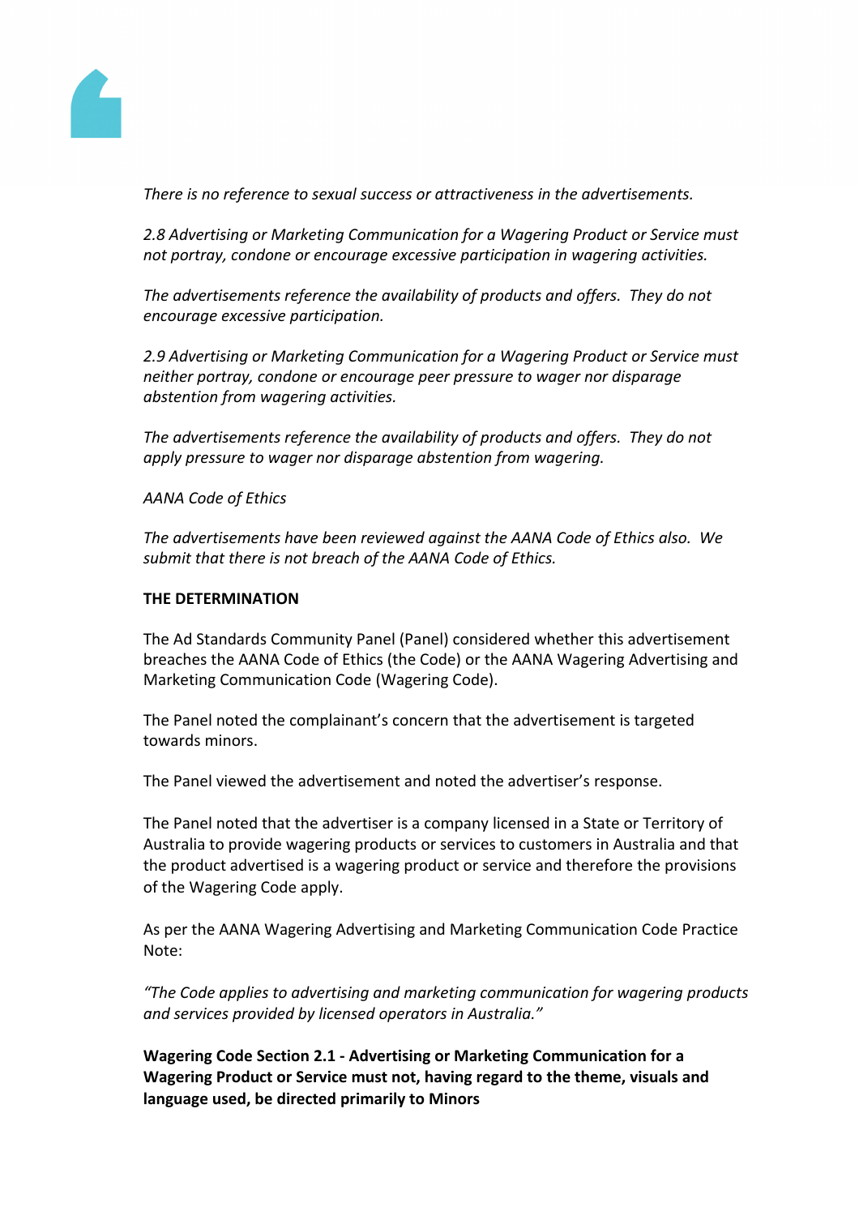*There is no reference to sexual success or attractiveness in the advertisements.*

*2.8 Advertising or Marketing Communication for a Wagering Product or Service must not portray, condone or encourage excessive participation in wagering activities.*

*The advertisements reference the availability of products and offers. They do not encourage excessive participation.*

*2.9 Advertising or Marketing Communication for a Wagering Product or Service must neither portray, condone or encourage peer pressure to wager nor disparage abstention from wagering activities.*

*The advertisements reference the availability of products and offers. They do not apply pressure to wager nor disparage abstention from wagering.*

*AANA Code of Ethics*

*The advertisements have been reviewed against the AANA Code of Ethics also. We submit that there is not breach of the AANA Code of Ethics.*

**THE DETERMINATION**

The Ad Standards Community Panel (Panel) considered whether this advertisement breaches the AANA Code of Ethics (the Code) or the AANA Wagering Advertising and Marketing Communication Code (Wagering Code).

The Panel noted the complainant's concern that the advertisement is targeted towards minors.

The Panel viewed the advertisement and noted the advertiser's response.

The Panel noted that the advertiser is a company licensed in a State or Territory of Australia to provide wagering products or services to customers in Australia and that the product advertised is a wagering product or service and therefore the provisions of the Wagering Code apply.

As per the AANA Wagering Advertising and Marketing Communication Code Practice Note:

*"The Code applies to advertising and marketing communication for wagering products and services provided by licensed operators in Australia."*

**Wagering Code Section 2.1 - Advertising or Marketing Communication for a Wagering Product or Service must not, having regard to the theme, visuals and language used, be directed primarily to Minors**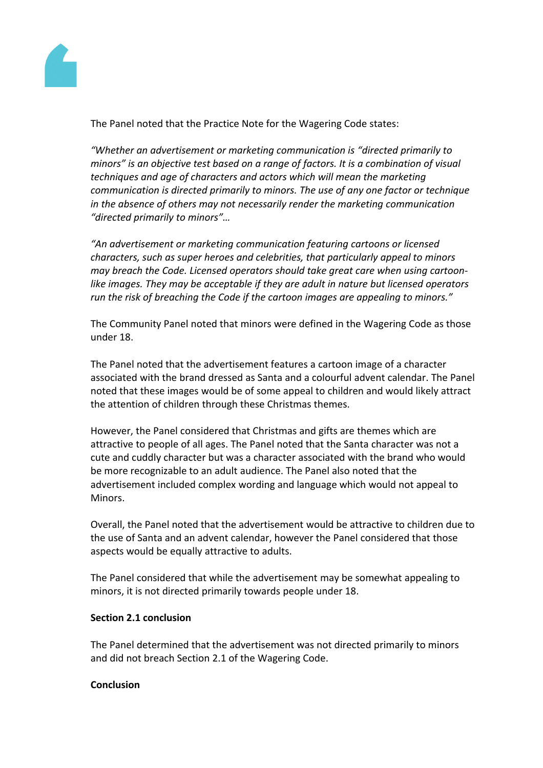The Panel noted that the Practice Note for the Wagering Code states:

*"Whether an advertisement or marketing communication is "directed primarily to minors" is an objective test based on a range of factors. It is a combination of visual techniques and age of characters and actors which will mean the marketing communication is directed primarily to minors. The use of any one factor or technique in the absence of others may not necessarily render the marketing communication "directed primarily to minors"…*

*"An advertisement or marketing communication featuring cartoons or licensed characters, such as super heroes and celebrities, that particularly appeal to minors may breach the Code. Licensed operators should take great care when using cartoon-like images. They may be acceptable if they are adult in nature but licensed operators run the risk of breaching the Code if the cartoon images are appealing to minors."*

The Community Panel noted that minors were defined in the Wagering Code as those under 18.

The Panel noted that the advertisement features a cartoon image of a character associated with the brand dressed as Santa and a colourful advent calendar. The Panel noted that these images would be of some appeal to children and would likely attract the attention of children through these Christmas themes.

However, the Panel considered that Christmas and gifts are themes which are attractive to people of all ages. The Panel noted that the Santa character was not a cute and cuddly character but was a character associated with the brand who would be more recognizable to an adult audience. The Panel also noted that the advertisement included complex wording and language which would not appeal to Minors.

Overall, the Panel noted that the advertisement would be attractive to children due to the use of Santa and an advent calendar, however the Panel considered that those aspects would be equally attractive to adults.

The Panel considered that while the advertisement may be somewhat appealing to minors, it is not directed primarily towards people under 18.

**Section 2.1 conclusion**

The Panel determined that the advertisement was not directed primarily to minors and did not breach Section 2.1 of the Wagering Code.

**Conclusion**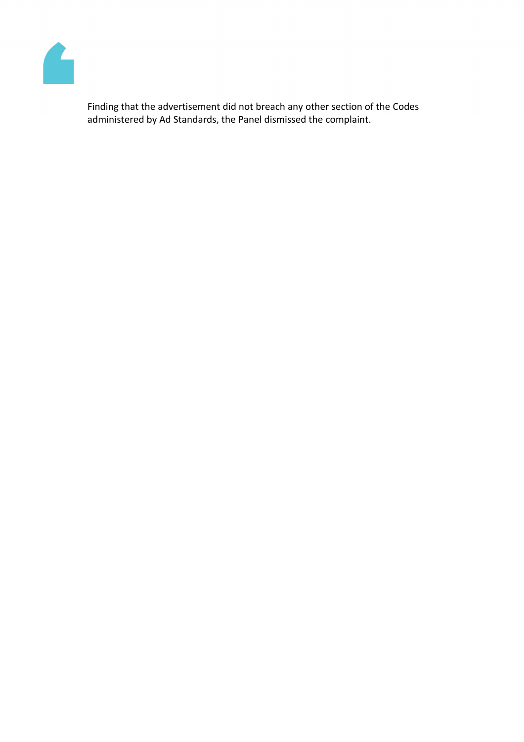Finding that the advertisement did not breach any other section of the Codes administered by Ad Standards, the Panel dismissed the complaint.